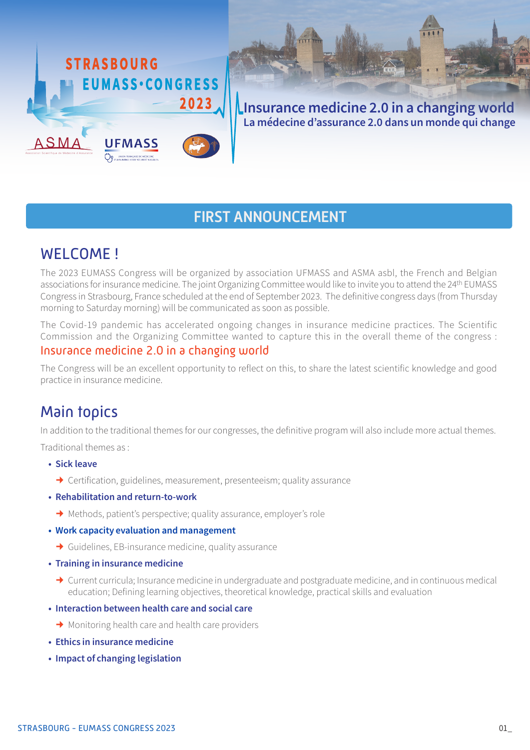STRASBOURG EUMASS•CONGRESS 2023

ASMA UFMASS

# Insurance medicine 2.0 in a changing world

La médecine d'assurance 2.0 dans un monde qui change

## FIRST ANNOUNCEMENT

## WELCOME !

The 2023 EUMASS Congress will be organized by association UFMASS and ASMA asbl, the French and Belgian associations for insurance medicine. The joint Organizing Committee would like to invite you to attend the 24th EUMASS Congress in Strasbourg, France scheduled at the end of September 2023. The definitive congress days (from Thursday morning to Saturday morning) will be communicated as soon as possible.

The Covid-19 pandemic has accelerated ongoing changes in insurance medicine practices. The Scientific Commission and the Organizing Committee wanted to capture this in the overall theme of the congress :

**Insurance medicine 2.0 in a changing world**

The Congress will be an excellent opportunity to reflect on this, to share the latest scientific knowledge and good practice in insurance medicine.

## Main topics

In addition to the traditional themes for our congresses, the definitive program will also include more actual themes.

Traditional themes as :

- **Sick leave**
  - → Certification, guidelines, measurement, presenteeism; quality assurance
- **Rehabilitation and return-to-work**
  - → Methods, patient's perspective; quality assurance, employer's role
- **Work capacity evaluation and management**
  - → Guidelines, EB-insurance medicine, quality assurance
- **Training in insurance medicine**
  - → Current curricula; Insurance medicine in undergraduate and postgraduate medicine, and in continuous medical education; Defining learning objectives, theoretical knowledge, practical skills and evaluation
- **Interaction between health care and social care**
  - → Monitoring health care and health care providers
- **Ethics in insurance medicine**
- **Impact of changing legislation**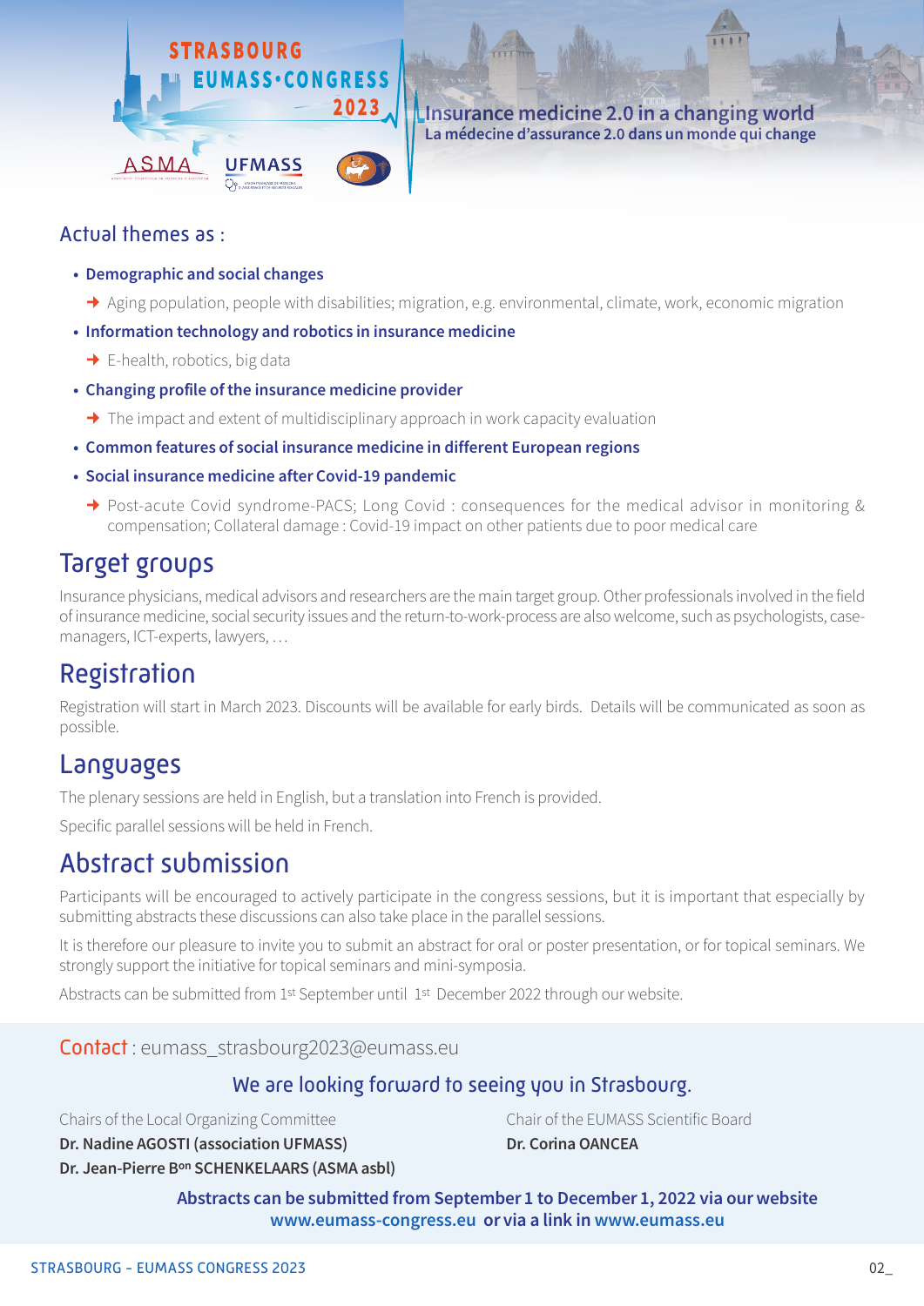STRASBOURG
EUMASS•CONGRESS
2023

ASMA UFMASS

**Insurance medicine 2.0 in a changing world**
**La médecine d'assurance 2.0 dans un monde qui change**

## Actual themes as :

- **Demographic and social changes**
  - → Aging population, people with disabilities; migration, e.g. environmental, climate, work, economic migration
- **Information technology and robotics in insurance medicine**
  - → E-health, robotics, big data
- **Changing profile of the insurance medicine provider**
  - → The impact and extent of multidisciplinary approach in work capacity evaluation
- **Common features of social insurance medicine in different European regions**
- **Social insurance medicine after Covid-19 pandemic**
  - → Post-acute Covid syndrome-PACS; Long Covid : consequences for the medical advisor in monitoring & compensation; Collateral damage : Covid-19 impact on other patients due to poor medical care

## Target groups

Insurance physicians, medical advisors and researchers are the main target group. Other professionals involved in the field of insurance medicine, social security issues and the return-to-work-process are also welcome, such as psychologists, case-managers, ICT-experts, lawyers, …

## Registration

Registration will start in March 2023. Discounts will be available for early birds. Details will be communicated as soon as possible.

## Languages

The plenary sessions are held in English, but a translation into French is provided.

Specific parallel sessions will be held in French.

## Abstract submission

Participants will be encouraged to actively participate in the congress sessions, but it is important that especially by submitting abstracts these discussions can also take place in the parallel sessions.

It is therefore our pleasure to invite you to submit an abstract for oral or poster presentation, or for topical seminars. We strongly support the initiative for topical seminars and mini-symposia.

Abstracts can be submitted from 1st September until 1st December 2022 through our website.

**Contact** : eumass_strasbourg2023@eumass.eu

We are looking forward to seeing you in Strasbourg.

Chairs of the Local Organizing Committee
**Dr. Nadine AGOSTI (association UFMASS)**
**Dr. Jean-Pierre Bon SCHENKELAARS (ASMA asbl)**

Chair of the EUMASS Scientific Board
**Dr. Corina OANCEA**

**Abstracts can be submitted from September 1 to December 1, 2022 via our website www.eumass-congress.eu or via a link in www.eumass.eu**